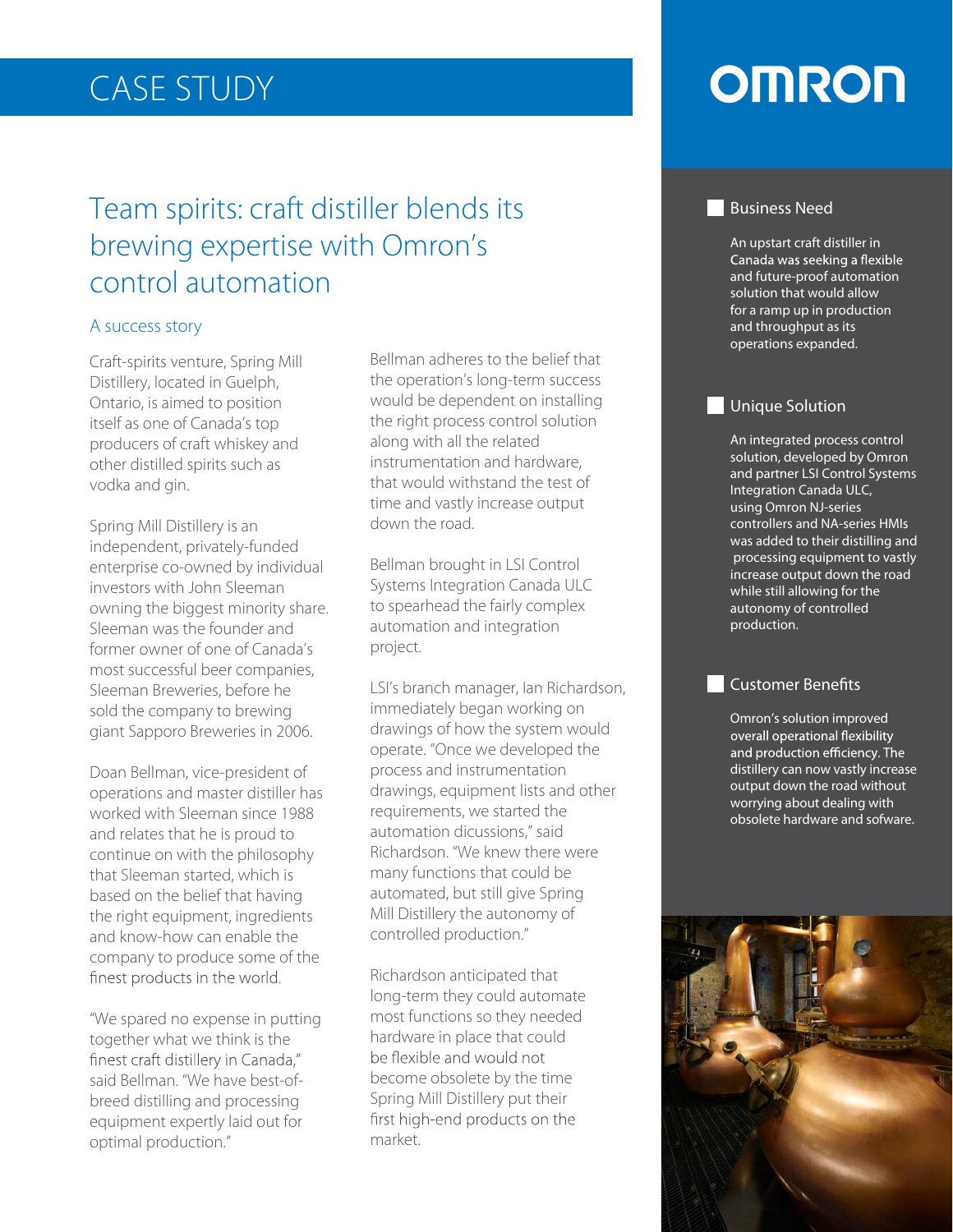# CASE STUDY

OMRON

## Team spirits: craft distiller blends its brewing expertise with Omron's control automation

### A success story

Craft-spirits venture, Spring Mill Distillery, located in Guelph, Ontario, is aimed to position itself as one of Canada's top producers of craft whiskey and other distilled spirits such as vodka and gin.

Spring Mill Distillery is an independent, privately-funded enterprise co-owned by individual investors with John Sleeman owning the biggest minority share. Sleeman was the founder and former owner of one of Canada's most successful beer companies, Sleeman Breweries, before he sold the company to brewing giant Sapporo Breweries in 2006.

Doan Bellman, vice-president of operations and master distiller has worked with Sleeman since 1988 and relates that he is proud to continue on with the philosophy that Sleeman started, which is based on the belief that having the right equipment, ingredients and know-how can enable the company to produce some of the finest products in the world.

"We spared no expense in putting together what we think is the finest craft distillery in Canada," said Bellman. "We have best-of-breed distilling and processing equipment expertly laid out for optimal production."

Bellman adheres to the belief that the operation's long-term success would be dependent on installing the right process control solution along with all the related instrumentation and hardware, that would withstand the test of time and vastly increase output down the road.

Bellman brought in LSI Control Systems Integration Canada ULC to spearhead the fairly complex automation and integration project.

LSI's branch manager, Ian Richardson, immediately began working on drawings of how the system would operate. "Once we developed the process and instrumentation drawings, equipment lists and other requirements, we started the automation discussions," said Richardson. "We knew there were many functions that could be automated, but still give Spring Mill Distillery the autonomy of controlled production."

Richardson anticipated that long-term they could automate most functions so they needed hardware in place that could be flexible and would not become obsolete by the time Spring Mill Distillery put their first high-end products on the market.

### Business Need

An upstart craft distiller in Canada was seeking a flexible and future-proof automation solution that would allow for a ramp up in production and throughput as its operations expanded.

### Unique Solution

An integrated process control solution, developed by Omron and partner LSI Control Systems Integration Canada ULC, using Omron NJ-series controllers and NA-series HMIs was added to their distilling and processing equipment to vastly increase output down the road while still allowing for the autonomy of controlled production.

### Customer Benefits

Omron's solution improved overall operational flexibility and production efficiency. The distillery can now vastly increase output down the road without worrying about dealing with obsolete hardware and sofware.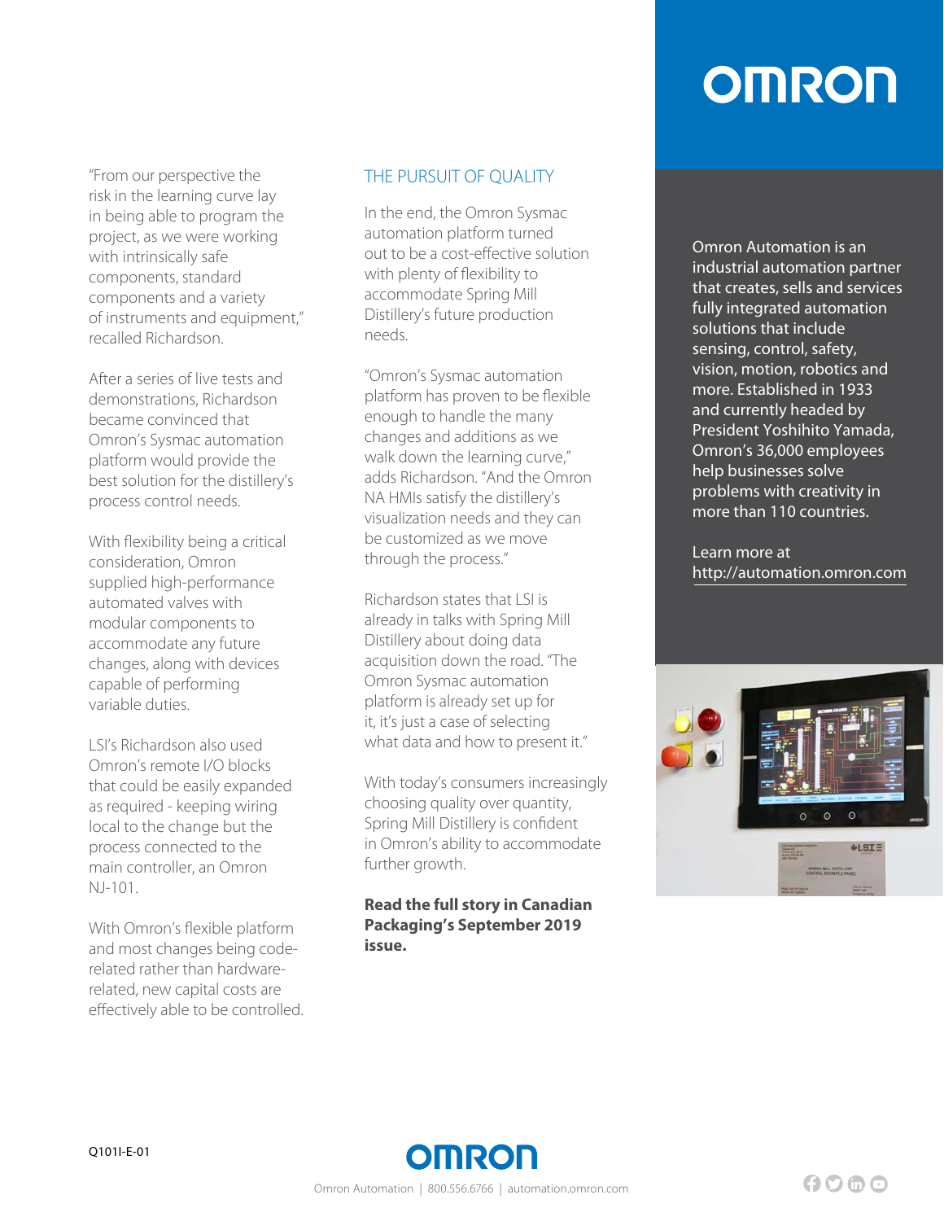"From our perspective the risk in the learning curve lay in being able to program the project, as we were working with intrinsically safe components, standard components and a variety of instruments and equipment," recalled Richardson.

After a series of live tests and demonstrations, Richardson became convinced that Omron's Sysmac automation platform would provide the best solution for the distillery's process control needs.

With flexibility being a critical consideration, Omron supplied high-performance automated valves with modular components to accommodate any future changes, along with devices capable of performing variable duties.

LSI's Richardson also used Omron's remote I/O blocks that could be easily expanded as required - keeping wiring local to the change but the process connected to the main controller, an Omron NJ-101.

With Omron's flexible platform and most changes being code-related rather than hardware-related, new capital costs are effectively able to be controlled.

## THE PURSUIT OF QUALITY

In the end, the Omron Sysmac automation platform turned out to be a cost-effective solution with plenty of flexibility to accommodate Spring Mill Distillery's future production needs.

"Omron's Sysmac automation platform has proven to be flexible enough to handle the many changes and additions as we walk down the learning curve," adds Richardson. "And the Omron NA HMIs satisfy the distillery's visualization needs and they can be customized as we move through the process."

Richardson states that LSI is already in talks with Spring Mill Distillery about doing data acquisition down the road. "The Omron Sysmac automation platform is already set up for it, it's just a case of selecting what data and how to present it."

With today's consumers increasingly choosing quality over quantity, Spring Mill Distillery is confident in Omron's ability to accommodate further growth.

**Read the full story in Canadian Packaging's September 2019 issue.**

OMRON

Omron Automation is an industrial automation partner that creates, sells and services fully integrated automation solutions that include sensing, control, safety, vision, motion, robotics and more. Established in 1933 and currently headed by President Yoshihito Yamada, Omron's 36,000 employees help businesses solve problems with creativity in more than 110 countries.

Learn more at
http://automation.omron.com

Q101I-E-01

OMRON

Omron Automation | 800.556.6766 | automation.omron.com